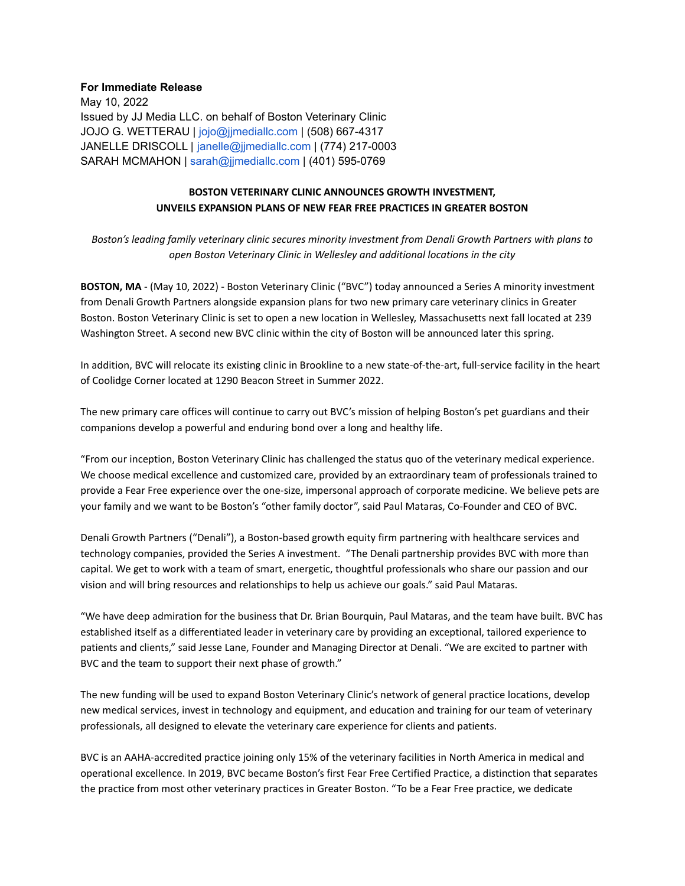**For Immediate Release**
May 10, 2022
Issued by JJ Media LLC. on behalf of Boston Veterinary Clinic
JOJO G. WETTERAU | jojo@jjmediallc.com | (508) 667-4317
JANELLE DRISCOLL | janelle@jjmediallc.com | (774) 217-0003
SARAH MCMAHON | sarah@jjmediallc.com | (401) 595-0769

## BOSTON VETERINARY CLINIC ANNOUNCES GROWTH INVESTMENT, UNVEILS EXPANSION PLANS OF NEW FEAR FREE PRACTICES IN GREATER BOSTON

*Boston's leading family veterinary clinic secures minority investment from Denali Growth Partners with plans to open Boston Veterinary Clinic in Wellesley and additional locations in the city*

**BOSTON, MA** - (May 10, 2022) - Boston Veterinary Clinic ("BVC") today announced a Series A minority investment from Denali Growth Partners alongside expansion plans for two new primary care veterinary clinics in Greater Boston. Boston Veterinary Clinic is set to open a new location in Wellesley, Massachusetts next fall located at 239 Washington Street. A second new BVC clinic within the city of Boston will be announced later this spring.

In addition, BVC will relocate its existing clinic in Brookline to a new state-of-the-art, full-service facility in the heart of Coolidge Corner located at 1290 Beacon Street in Summer 2022.

The new primary care offices will continue to carry out BVC's mission of helping Boston's pet guardians and their companions develop a powerful and enduring bond over a long and healthy life.

"From our inception, Boston Veterinary Clinic has challenged the status quo of the veterinary medical experience. We choose medical excellence and customized care, provided by an extraordinary team of professionals trained to provide a Fear Free experience over the one-size, impersonal approach of corporate medicine. We believe pets are your family and we want to be Boston's "other family doctor", said Paul Mataras, Co-Founder and CEO of BVC.

Denali Growth Partners ("Denali"), a Boston-based growth equity firm partnering with healthcare services and technology companies, provided the Series A investment. "The Denali partnership provides BVC with more than capital. We get to work with a team of smart, energetic, thoughtful professionals who share our passion and our vision and will bring resources and relationships to help us achieve our goals." said Paul Mataras.

"We have deep admiration for the business that Dr. Brian Bourquin, Paul Mataras, and the team have built. BVC has established itself as a differentiated leader in veterinary care by providing an exceptional, tailored experience to patients and clients," said Jesse Lane, Founder and Managing Director at Denali. "We are excited to partner with BVC and the team to support their next phase of growth."

The new funding will be used to expand Boston Veterinary Clinic's network of general practice locations, develop new medical services, invest in technology and equipment, and education and training for our team of veterinary professionals, all designed to elevate the veterinary care experience for clients and patients.

BVC is an AAHA-accredited practice joining only 15% of the veterinary facilities in North America in medical and operational excellence. In 2019, BVC became Boston's first Fear Free Certified Practice, a distinction that separates the practice from most other veterinary practices in Greater Boston. "To be a Fear Free practice, we dedicate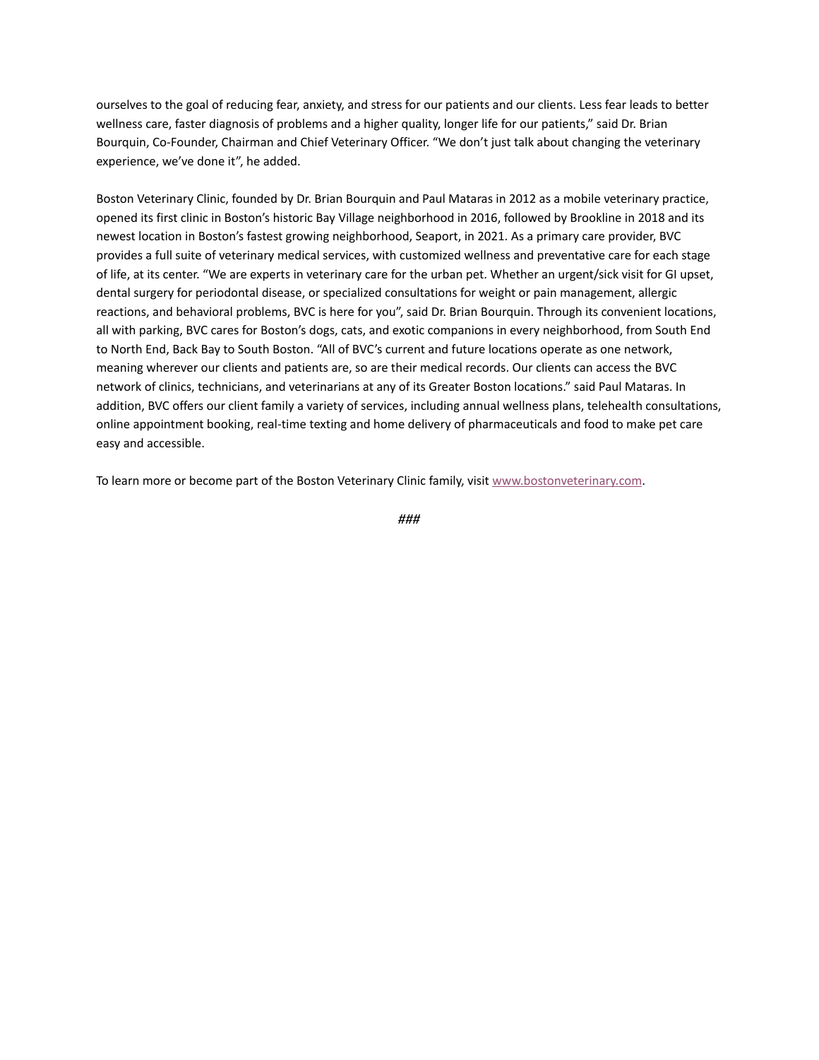ourselves to the goal of reducing fear, anxiety, and stress for our patients and our clients. Less fear leads to better wellness care, faster diagnosis of problems and a higher quality, longer life for our patients," said Dr. Brian Bourquin, Co-Founder, Chairman and Chief Veterinary Officer. "We don't just talk about changing the veterinary experience, we've done it", he added.

Boston Veterinary Clinic, founded by Dr. Brian Bourquin and Paul Mataras in 2012 as a mobile veterinary practice, opened its first clinic in Boston's historic Bay Village neighborhood in 2016, followed by Brookline in 2018 and its newest location in Boston's fastest growing neighborhood, Seaport, in 2021. As a primary care provider, BVC provides a full suite of veterinary medical services, with customized wellness and preventative care for each stage of life, at its center. "We are experts in veterinary care for the urban pet. Whether an urgent/sick visit for GI upset, dental surgery for periodontal disease, or specialized consultations for weight or pain management, allergic reactions, and behavioral problems, BVC is here for you", said Dr. Brian Bourquin. Through its convenient locations, all with parking, BVC cares for Boston's dogs, cats, and exotic companions in every neighborhood, from South End to North End, Back Bay to South Boston. "All of BVC's current and future locations operate as one network, meaning wherever our clients and patients are, so are their medical records. Our clients can access the BVC network of clinics, technicians, and veterinarians at any of its Greater Boston locations." said Paul Mataras. In addition, BVC offers our client family a variety of services, including annual wellness plans, telehealth consultations, online appointment booking, real-time texting and home delivery of pharmaceuticals and food to make pet care easy and accessible.

To learn more or become part of the Boston Veterinary Clinic family, visit [www.bostonveterinary.com](http://www.bostonveterinary.com).

###